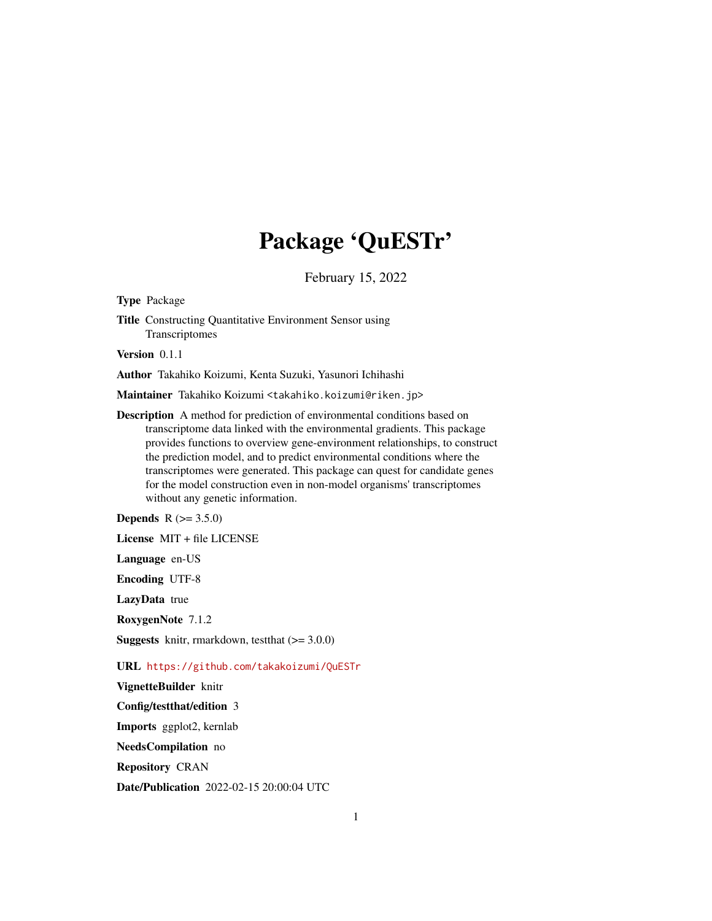# Package 'QuESTr'

February 15, 2022

**Type** Package

**Title** Constructing Quantitative Environment Sensor using Transcriptomes

**Version** 0.1.1

**Author** Takahiko Koizumi, Kenta Suzuki, Yasunori Ichihashi

**Maintainer** Takahiko Koizumi <takahiko.koizumi@riken.jp>

**Description** A method for prediction of environmental conditions based on transcriptome data linked with the environmental gradients. This package provides functions to overview gene-environment relationships, to construct the prediction model, and to predict environmental conditions where the transcriptomes were generated. This package can quest for candidate genes for the model construction even in non-model organisms' transcriptomes without any genetic information.

**Depends** R (>= 3.5.0)

**License** MIT + file LICENSE

**Language** en-US

**Encoding** UTF-8

**LazyData** true

**RoxygenNote** 7.1.2

**Suggests** knitr, rmarkdown, testthat (>= 3.0.0)

**URL** https://github.com/takakoizumi/QuESTr

**VignetteBuilder** knitr

**Config/testthat/edition** 3

**Imports** ggplot2, kernlab

**NeedsCompilation** no

**Repository** CRAN

**Date/Publication** 2022-02-15 20:00:04 UTC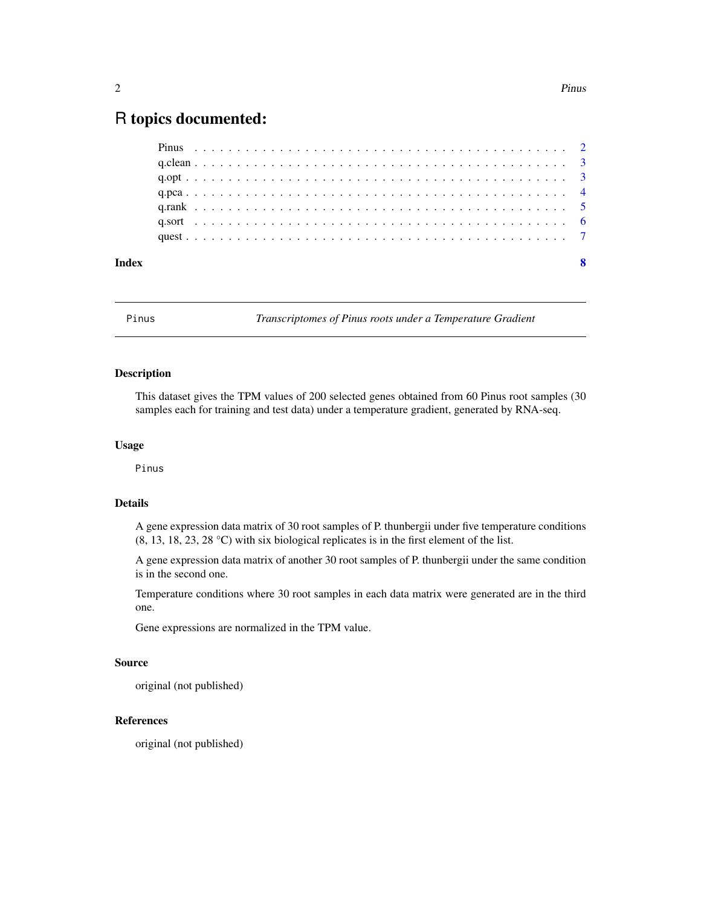# R topics documented:

Pinus . . . . . . . . . . . . . . . . . . . . . . . . . . . . . . . . . . . . . . . . . . . 2
q.clean . . . . . . . . . . . . . . . . . . . . . . . . . . . . . . . . . . . . . . . . . . 3
q.opt . . . . . . . . . . . . . . . . . . . . . . . . . . . . . . . . . . . . . . . . . . . 3
q.pca . . . . . . . . . . . . . . . . . . . . . . . . . . . . . . . . . . . . . . . . . . . 4
q.rank . . . . . . . . . . . . . . . . . . . . . . . . . . . . . . . . . . . . . . . . . . 5
q.sort . . . . . . . . . . . . . . . . . . . . . . . . . . . . . . . . . . . . . . . . . . 6
quest . . . . . . . . . . . . . . . . . . . . . . . . . . . . . . . . . . . . . . . . . . . 7

**Index** **8**

---

Pinus *Transcriptomes of Pinus roots under a Temperature Gradient*

---

### Description

This dataset gives the TPM values of 200 selected genes obtained from 60 Pinus root samples (30 samples each for training and test data) under a temperature gradient, generated by RNA-seq.

### Usage

```
Pinus
```

### Details

A gene expression data matrix of 30 root samples of P. thunbergii under five temperature conditions (8, 13, 18, 23, 28 °C) with six biological replicates is in the first element of the list.

A gene expression data matrix of another 30 root samples of P. thunbergii under the same condition is in the second one.

Temperature conditions where 30 root samples in each data matrix were generated are in the third one.

Gene expressions are normalized in the TPM value.

### Source

original (not published)

### References

original (not published)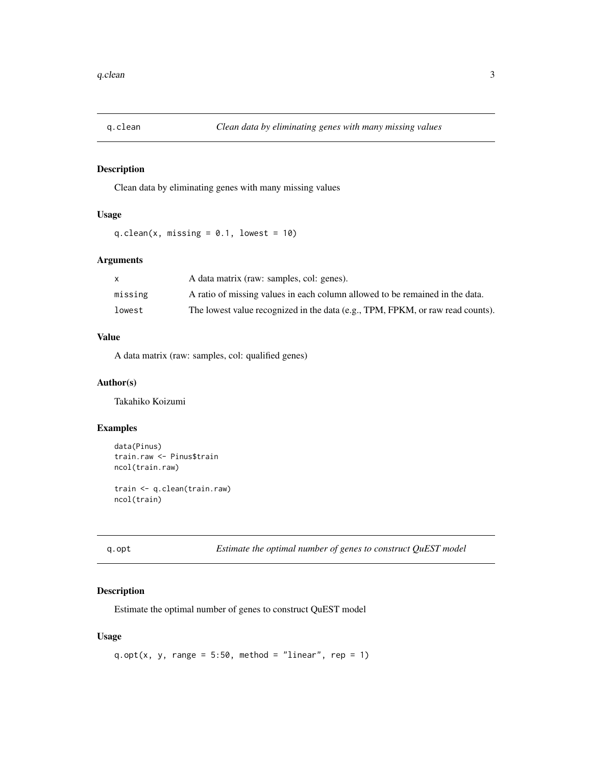## q.clean — *Clean data by eliminating genes with many missing values*

### Description

Clean data by eliminating genes with many missing values

### Usage

```
q.clean(x, missing = 0.1, lowest = 10)
```

### Arguments

| | |
|---|---|
| `x` | A data matrix (raw: samples, col: genes). |
| `missing` | A ratio of missing values in each column allowed to be remained in the data. |
| `lowest` | The lowest value recognized in the data (e.g., TPM, FPKM, or raw read counts). |

### Value

A data matrix (raw: samples, col: qualified genes)

### Author(s)

Takahiko Koizumi

### Examples

```
data(Pinus)
train.raw <- Pinus$train
ncol(train.raw)

train <- q.clean(train.raw)
ncol(train)
```

## q.opt — *Estimate the optimal number of genes to construct QuEST model*

### Description

Estimate the optimal number of genes to construct QuEST model

### Usage

```
q.opt(x, y, range = 5:50, method = "linear", rep = 1)
```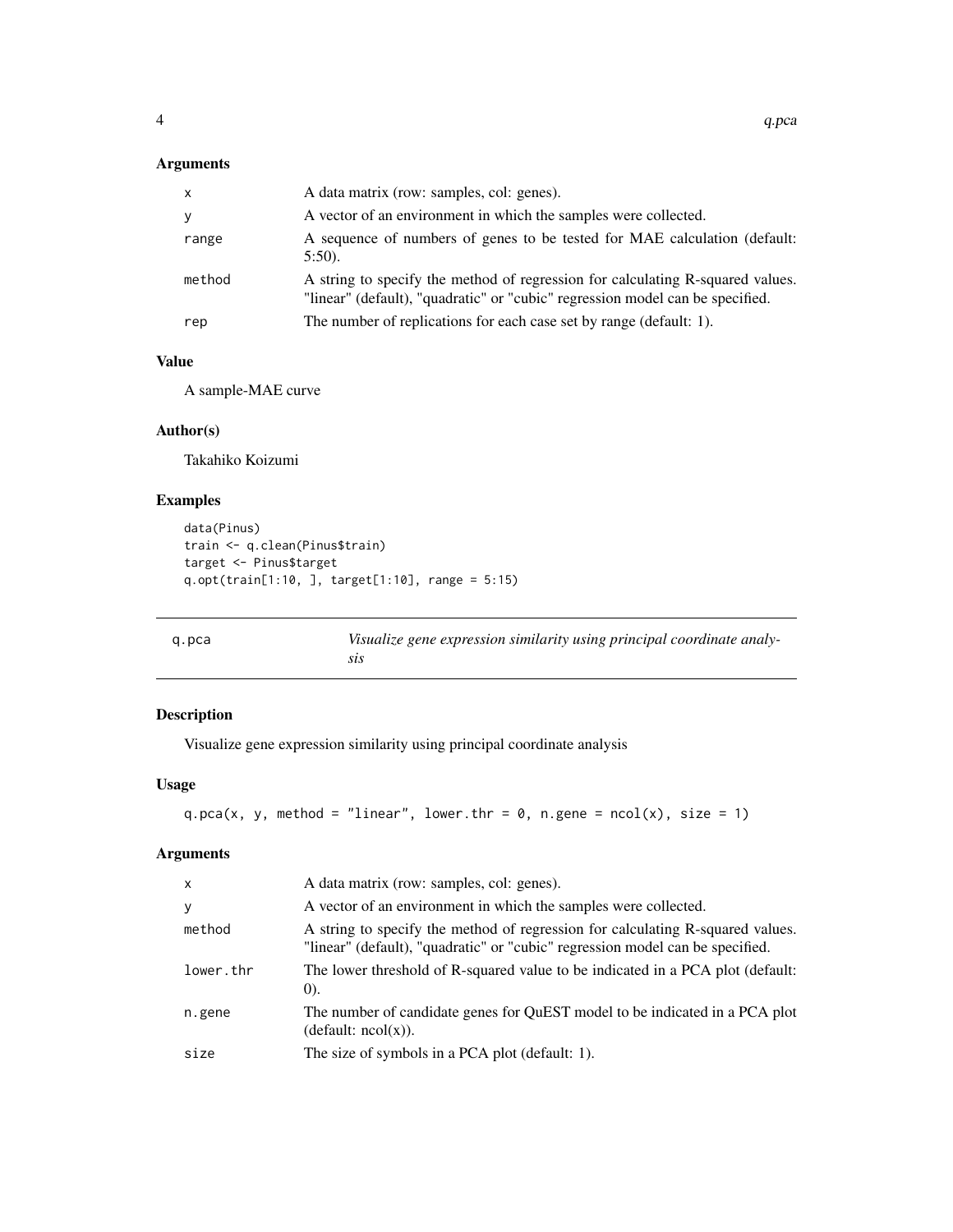## Arguments

| | |
|---|---|
| `x` | A data matrix (row: samples, col: genes). |
| `y` | A vector of an environment in which the samples were collected. |
| `range` | A sequence of numbers of genes to be tested for MAE calculation (default: 5:50). |
| `method` | A string to specify the method of regression for calculating R-squared values. "linear" (default), "quadratic" or "cubic" regression model can be specified. |
| `rep` | The number of replications for each case set by range (default: 1). |

## Value

A sample-MAE curve

## Author(s)

Takahiko Koizumi

## Examples

```
data(Pinus)
train <- q.clean(Pinus$train)
target <- Pinus$target
q.opt(train[1:10, ], target[1:10], range = 5:15)
```

---

# q.pca — *Visualize gene expression similarity using principal coordinate analysis*

## Description

Visualize gene expression similarity using principal coordinate analysis

## Usage

```
q.pca(x, y, method = "linear", lower.thr = 0, n.gene = ncol(x), size = 1)
```

## Arguments

| | |
|---|---|
| `x` | A data matrix (row: samples, col: genes). |
| `y` | A vector of an environment in which the samples were collected. |
| `method` | A string to specify the method of regression for calculating R-squared values. "linear" (default), "quadratic" or "cubic" regression model can be specified. |
| `lower.thr` | The lower threshold of R-squared value to be indicated in a PCA plot (default: 0). |
| `n.gene` | The number of candidate genes for QuEST model to be indicated in a PCA plot (default: ncol(x)). |
| `size` | The size of symbols in a PCA plot (default: 1). |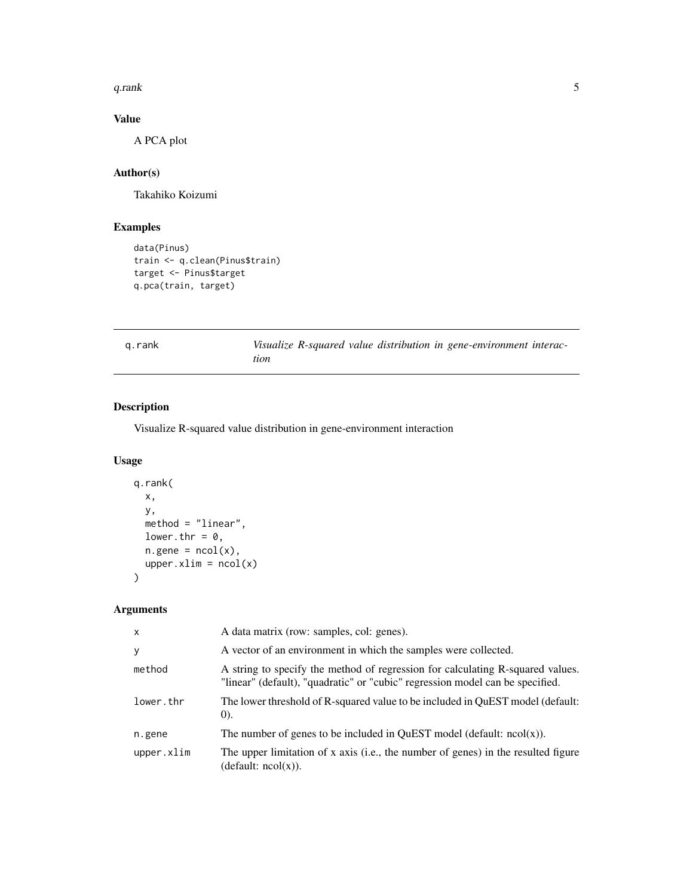## Value

A PCA plot

## Author(s)

Takahiko Koizumi

## Examples

```
data(Pinus)
train <- q.clean(Pinus$train)
target <- Pinus$target
q.pca(train, target)
```

---

# q.rank    *Visualize R-squared value distribution in gene-environment interaction*

---

## Description

Visualize R-squared value distribution in gene-environment interaction

## Usage

```
q.rank(
  x,
  y,
  method = "linear",
  lower.thr = 0,
  n.gene = ncol(x),
  upper.xlim = ncol(x)
)
```

## Arguments

| | |
|---|---|
| `x` | A data matrix (row: samples, col: genes). |
| `y` | A vector of an environment in which the samples were collected. |
| `method` | A string to specify the method of regression for calculating R-squared values. "linear" (default), "quadratic" or "cubic" regression model can be specified. |
| `lower.thr` | The lower threshold of R-squared value to be included in QuEST model (default: 0). |
| `n.gene` | The number of genes to be included in QuEST model (default: ncol(x)). |
| `upper.xlim` | The upper limitation of x axis (i.e., the number of genes) in the resulted figure (default: ncol(x)). |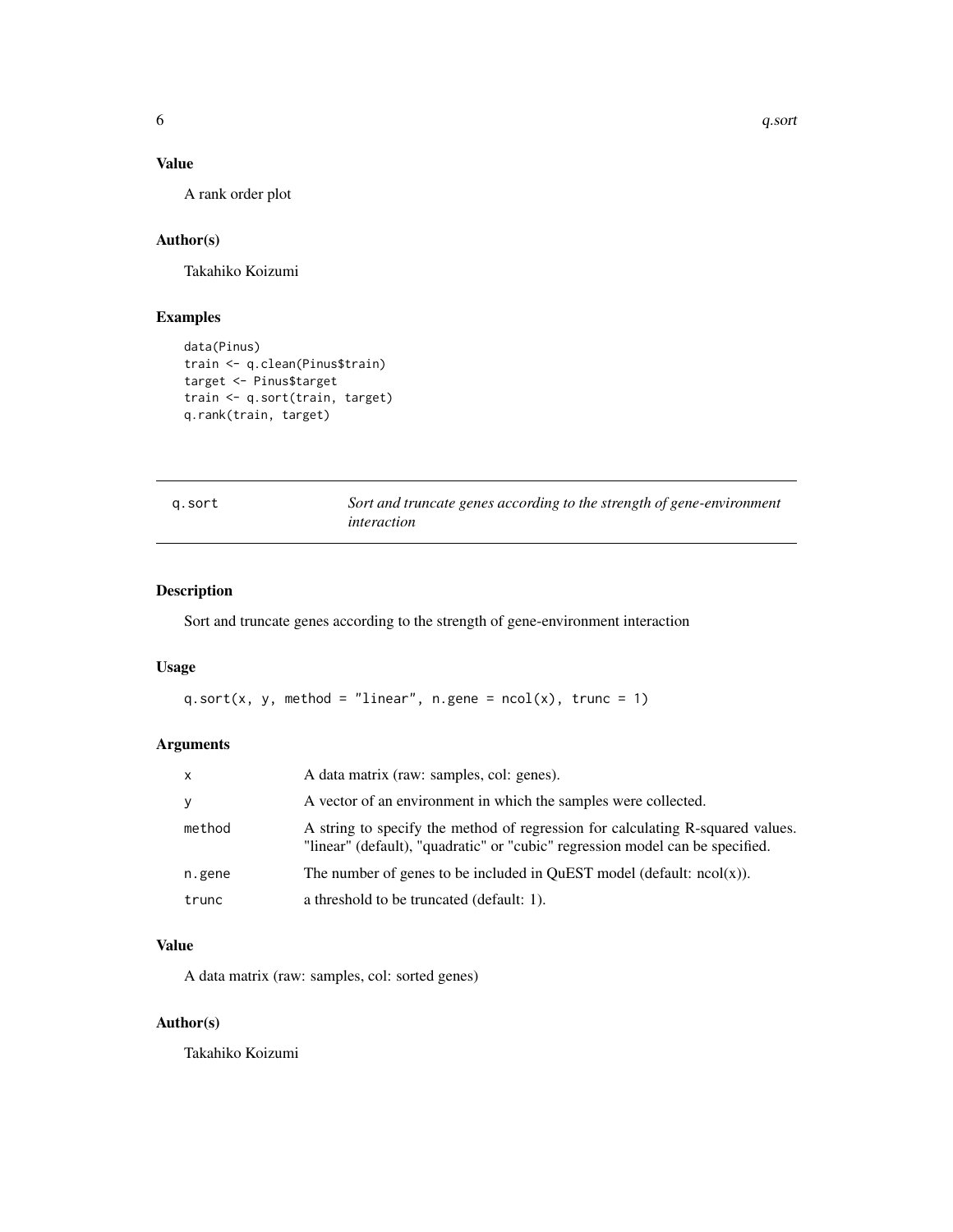## Value

A rank order plot

## Author(s)

Takahiko Koizumi

## Examples

```
data(Pinus)
train <- q.clean(Pinus$train)
target <- Pinus$target
train <- q.sort(train, target)
q.rank(train, target)
```

---

# q.sort — *Sort and truncate genes according to the strength of gene-environment interaction*

---

## Description

Sort and truncate genes according to the strength of gene-environment interaction

## Usage

```
q.sort(x, y, method = "linear", n.gene = ncol(x), trunc = 1)
```

## Arguments

| | |
|---|---|
| x | A data matrix (raw: samples, col: genes). |
| y | A vector of an environment in which the samples were collected. |
| method | A string to specify the method of regression for calculating R-squared values. "linear" (default), "quadratic" or "cubic" regression model can be specified. |
| n.gene | The number of genes to be included in QuEST model (default: ncol(x)). |
| trunc | a threshold to be truncated (default: 1). |

## Value

A data matrix (raw: samples, col: sorted genes)

## Author(s)

Takahiko Koizumi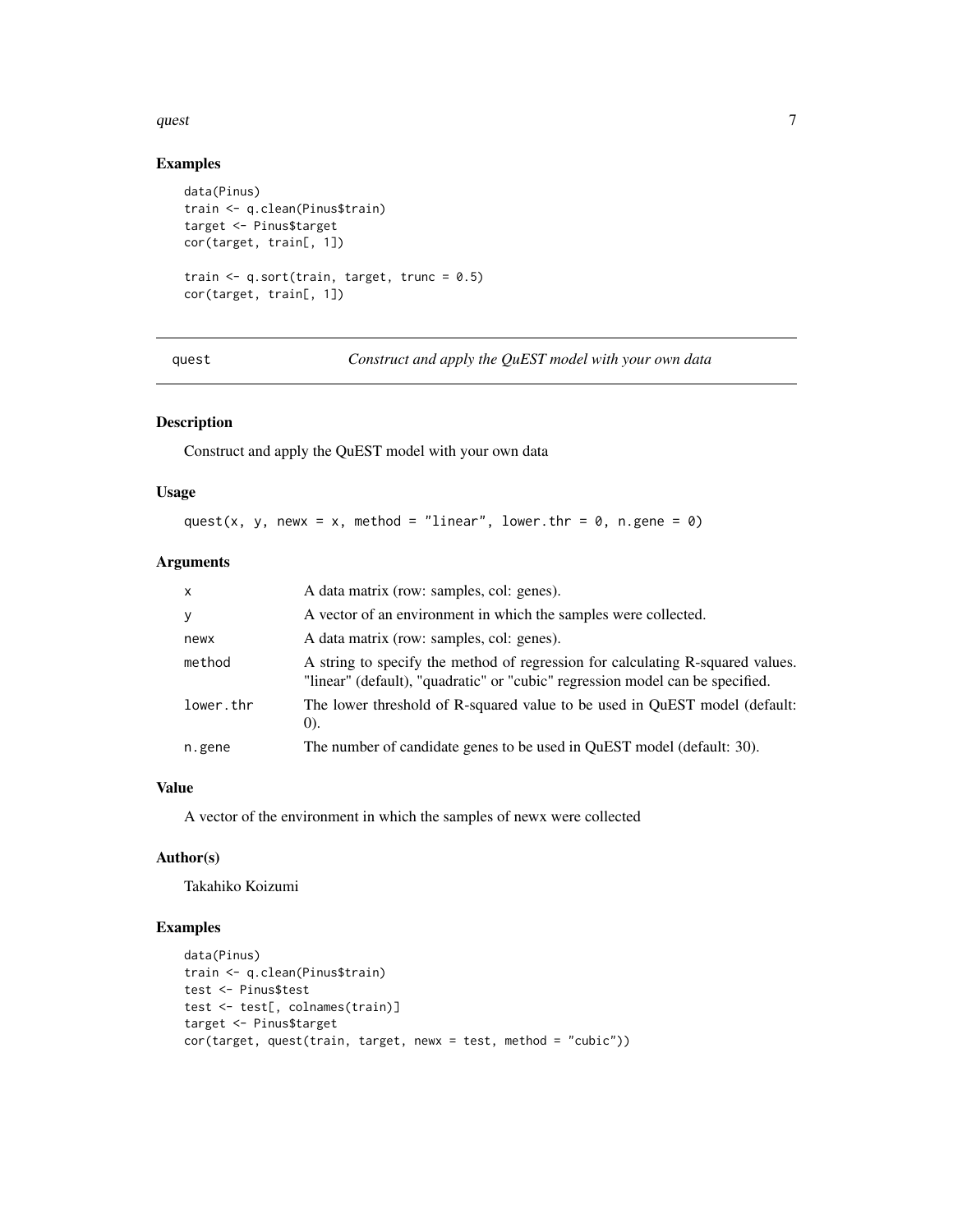## Examples

```
data(Pinus)
train <- q.clean(Pinus$train)
target <- Pinus$target
cor(target, train[, 1])

train <- q.sort(train, target, trunc = 0.5)
cor(target, train[, 1])
```

---

`quest` — *Construct and apply the QuEST model with your own data*

---

## Description

Construct and apply the QuEST model with your own data

## Usage

```
quest(x, y, newx = x, method = "linear", lower.thr = 0, n.gene = 0)
```

## Arguments

| | |
|---|---|
| `x` | A data matrix (row: samples, col: genes). |
| `y` | A vector of an environment in which the samples were collected. |
| `newx` | A data matrix (row: samples, col: genes). |
| `method` | A string to specify the method of regression for calculating R-squared values. "linear" (default), "quadratic" or "cubic" regression model can be specified. |
| `lower.thr` | The lower threshold of R-squared value to be used in QuEST model (default: 0). |
| `n.gene` | The number of candidate genes to be used in QuEST model (default: 30). |

## Value

A vector of the environment in which the samples of newx were collected

## Author(s)

Takahiko Koizumi

## Examples

```
data(Pinus)
train <- q.clean(Pinus$train)
test <- Pinus$test
test <- test[, colnames(train)]
target <- Pinus$target
cor(target, quest(train, target, newx = test, method = "cubic"))
```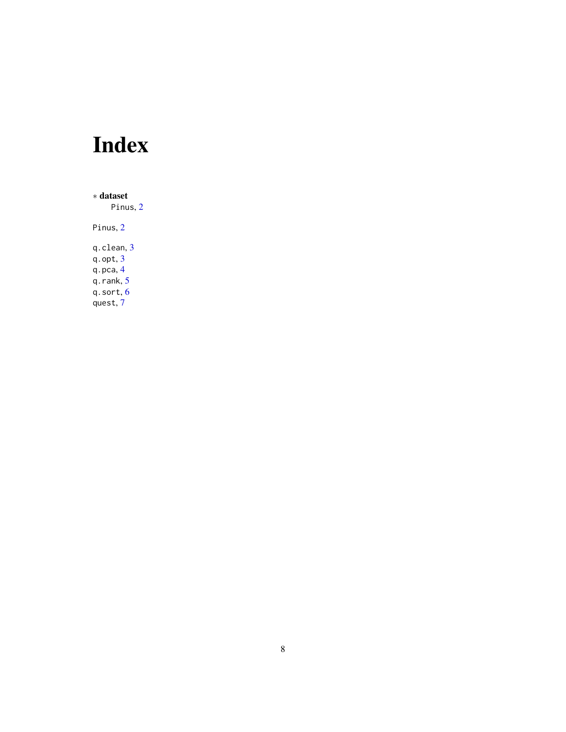# Index

∗ **dataset**
    Pinus, 2

Pinus, 2

q.clean, 3
q.opt, 3
q.pca, 4
q.rank, 5
q.sort, 6
quest, 7